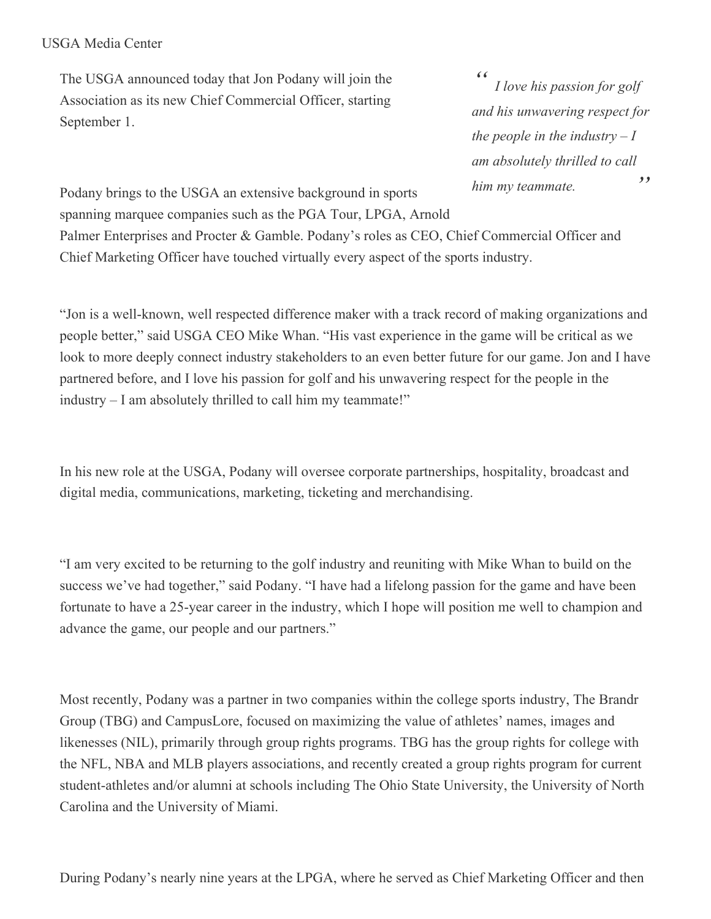USGA Media Center

The USGA announced today that Jon Podany will join the Association as its new Chief Commercial Officer, starting September 1.

> *"I love his passion for golf and his unwavering respect for the people in the industry – I am absolutely thrilled to call him my teammate."*

Podany brings to the USGA an extensive background in sports spanning marquee companies such as the PGA Tour, LPGA, Arnold Palmer Enterprises and Procter & Gamble. Podany's roles as CEO, Chief Commercial Officer and Chief Marketing Officer have touched virtually every aspect of the sports industry.

"Jon is a well-known, well respected difference maker with a track record of making organizations and people better," said USGA CEO Mike Whan. "His vast experience in the game will be critical as we look to more deeply connect industry stakeholders to an even better future for our game. Jon and I have partnered before, and I love his passion for golf and his unwavering respect for the people in the industry – I am absolutely thrilled to call him my teammate!"

In his new role at the USGA, Podany will oversee corporate partnerships, hospitality, broadcast and digital media, communications, marketing, ticketing and merchandising.

"I am very excited to be returning to the golf industry and reuniting with Mike Whan to build on the success we've had together," said Podany. "I have had a lifelong passion for the game and have been fortunate to have a 25-year career in the industry, which I hope will position me well to champion and advance the game, our people and our partners."

Most recently, Podany was a partner in two companies within the college sports industry, The Brandr Group (TBG) and CampusLore, focused on maximizing the value of athletes' names, images and likenesses (NIL), primarily through group rights programs. TBG has the group rights for college with the NFL, NBA and MLB players associations, and recently created a group rights program for current student-athletes and/or alumni at schools including The Ohio State University, the University of North Carolina and the University of Miami.

During Podany's nearly nine years at the LPGA, where he served as Chief Marketing Officer and then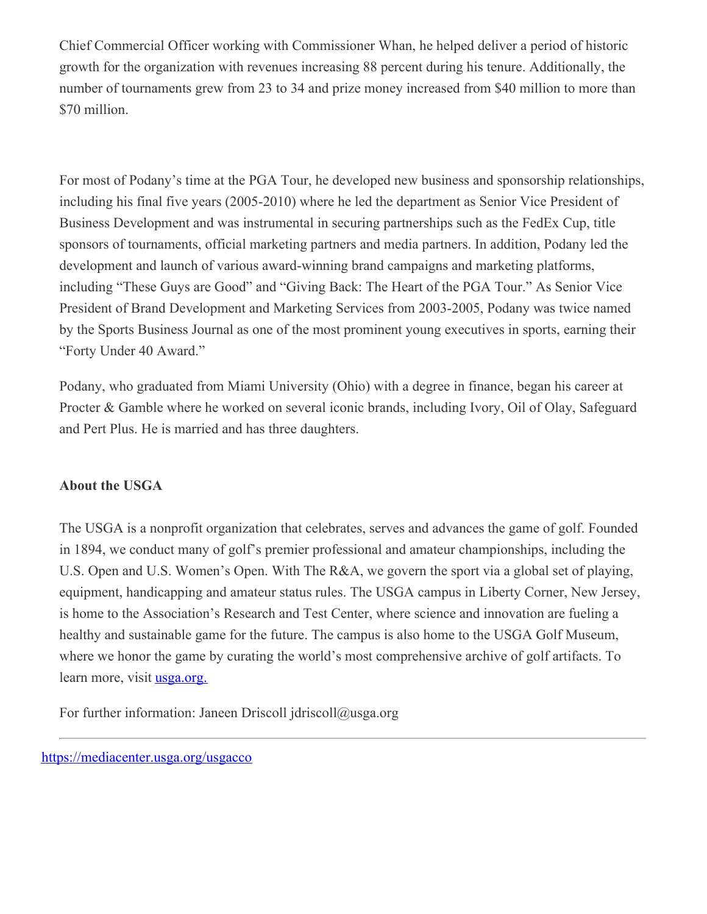Chief Commercial Officer working with Commissioner Whan, he helped deliver a period of historic growth for the organization with revenues increasing 88 percent during his tenure. Additionally, the number of tournaments grew from 23 to 34 and prize money increased from $40 million to more than $70 million.

For most of Podany's time at the PGA Tour, he developed new business and sponsorship relationships, including his final five years (2005-2010) where he led the department as Senior Vice President of Business Development and was instrumental in securing partnerships such as the FedEx Cup, title sponsors of tournaments, official marketing partners and media partners. In addition, Podany led the development and launch of various award-winning brand campaigns and marketing platforms, including "These Guys are Good" and "Giving Back: The Heart of the PGA Tour." As Senior Vice President of Brand Development and Marketing Services from 2003-2005, Podany was twice named by the Sports Business Journal as one of the most prominent young executives in sports, earning their "Forty Under 40 Award."

Podany, who graduated from Miami University (Ohio) with a degree in finance, began his career at Procter & Gamble where he worked on several iconic brands, including Ivory, Oil of Olay, Safeguard and Pert Plus. He is married and has three daughters.

**About the USGA**

The USGA is a nonprofit organization that celebrates, serves and advances the game of golf. Founded in 1894, we conduct many of golf's premier professional and amateur championships, including the U.S. Open and U.S. Women's Open. With The R&A, we govern the sport via a global set of playing, equipment, handicapping and amateur status rules. The USGA campus in Liberty Corner, New Jersey, is home to the Association's Research and Test Center, where science and innovation are fueling a healthy and sustainable game for the future. The campus is also home to the USGA Golf Museum, where we honor the game by curating the world's most comprehensive archive of golf artifacts. To learn more, visit [usga.org.](https://usga.org)

For further information: Janeen Driscoll jdriscoll@usga.org

---

https://mediacenter.usga.org/usgacco